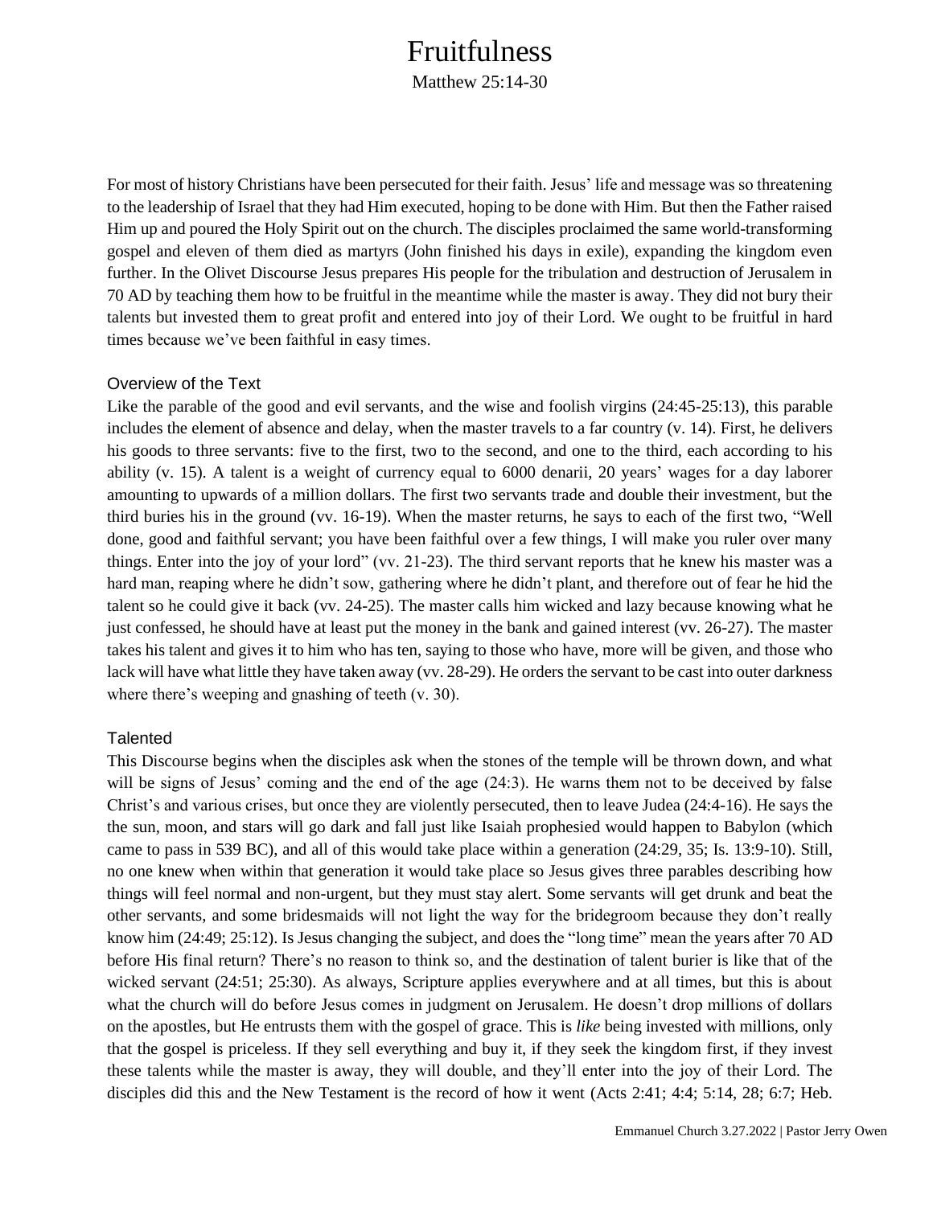# Fruitfulness

Matthew 25:14-30

For most of history Christians have been persecuted for their faith. Jesus' life and message was so threatening to the leadership of Israel that they had Him executed, hoping to be done with Him. But then the Father raised Him up and poured the Holy Spirit out on the church. The disciples proclaimed the same world-transforming gospel and eleven of them died as martyrs (John finished his days in exile), expanding the kingdom even further. In the Olivet Discourse Jesus prepares His people for the tribulation and destruction of Jerusalem in 70 AD by teaching them how to be fruitful in the meantime while the master is away. They did not bury their talents but invested them to great profit and entered into joy of their Lord. We ought to be fruitful in hard times because we've been faithful in easy times.

## Overview of the Text

Like the parable of the good and evil servants, and the wise and foolish virgins (24:45-25:13), this parable includes the element of absence and delay, when the master travels to a far country (v. 14). First, he delivers his goods to three servants: five to the first, two to the second, and one to the third, each according to his ability (v. 15). A talent is a weight of currency equal to 6000 denarii, 20 years' wages for a day laborer amounting to upwards of a million dollars. The first two servants trade and double their investment, but the third buries his in the ground (vv. 16-19). When the master returns, he says to each of the first two, "Well done, good and faithful servant; you have been faithful over a few things, I will make you ruler over many things. Enter into the joy of your lord" (vv. 21-23). The third servant reports that he knew his master was a hard man, reaping where he didn't sow, gathering where he didn't plant, and therefore out of fear he hid the talent so he could give it back (vv. 24-25). The master calls him wicked and lazy because knowing what he just confessed, he should have at least put the money in the bank and gained interest (vv. 26-27). The master takes his talent and gives it to him who has ten, saying to those who have, more will be given, and those who lack will have what little they have taken away (vv. 28-29). He orders the servant to be cast into outer darkness where there's weeping and gnashing of teeth (v. 30).

## Talented

This Discourse begins when the disciples ask when the stones of the temple will be thrown down, and what will be signs of Jesus' coming and the end of the age (24:3). He warns them not to be deceived by false Christ's and various crises, but once they are violently persecuted, then to leave Judea (24:4-16). He says the the sun, moon, and stars will go dark and fall just like Isaiah prophesied would happen to Babylon (which came to pass in 539 BC), and all of this would take place within a generation (24:29, 35; Is. 13:9-10). Still, no one knew when within that generation it would take place so Jesus gives three parables describing how things will feel normal and non-urgent, but they must stay alert. Some servants will get drunk and beat the other servants, and some bridesmaids will not light the way for the bridegroom because they don't really know him (24:49; 25:12). Is Jesus changing the subject, and does the "long time" mean the years after 70 AD before His final return? There's no reason to think so, and the destination of talent burier is like that of the wicked servant (24:51; 25:30). As always, Scripture applies everywhere and at all times, but this is about what the church will do before Jesus comes in judgment on Jerusalem. He doesn't drop millions of dollars on the apostles, but He entrusts them with the gospel of grace. This is *like* being invested with millions, only that the gospel is priceless. If they sell everything and buy it, if they seek the kingdom first, if they invest these talents while the master is away, they will double, and they'll enter into the joy of their Lord. The disciples did this and the New Testament is the record of how it went (Acts 2:41; 4:4; 5:14, 28; 6:7; Heb.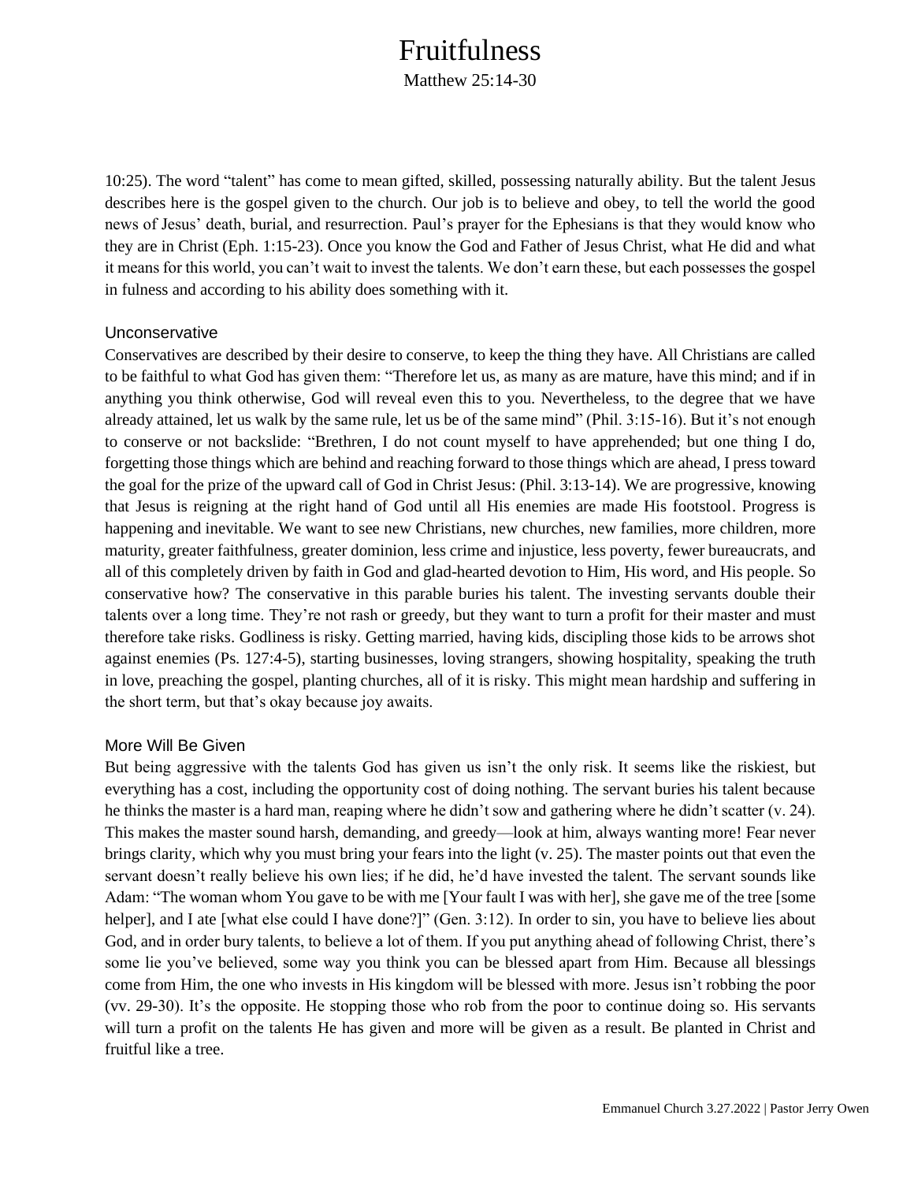10:25). The word "talent" has come to mean gifted, skilled, possessing naturally ability. But the talent Jesus describes here is the gospel given to the church. Our job is to believe and obey, to tell the world the good news of Jesus' death, burial, and resurrection. Paul's prayer for the Ephesians is that they would know who they are in Christ (Eph. 1:15-23). Once you know the God and Father of Jesus Christ, what He did and what it means for this world, you can't wait to invest the talents. We don't earn these, but each possesses the gospel in fulness and according to his ability does something with it.

### Unconservative

Conservatives are described by their desire to conserve, to keep the thing they have. All Christians are called to be faithful to what God has given them: "Therefore let us, as many as are mature, have this mind; and if in anything you think otherwise, God will reveal even this to you. Nevertheless, to the degree that we have already attained, let us walk by the same rule, let us be of the same mind" (Phil. 3:15-16). But it's not enough to conserve or not backslide: "Brethren, I do not count myself to have apprehended; but one thing I do, forgetting those things which are behind and reaching forward to those things which are ahead, I press toward the goal for the prize of the upward call of God in Christ Jesus: (Phil. 3:13-14). We are progressive, knowing that Jesus is reigning at the right hand of God until all His enemies are made His footstool. Progress is happening and inevitable. We want to see new Christians, new churches, new families, more children, more maturity, greater faithfulness, greater dominion, less crime and injustice, less poverty, fewer bureaucrats, and all of this completely driven by faith in God and glad-hearted devotion to Him, His word, and His people. So conservative how? The conservative in this parable buries his talent. The investing servants double their talents over a long time. They're not rash or greedy, but they want to turn a profit for their master and must therefore take risks. Godliness is risky. Getting married, having kids, discipling those kids to be arrows shot against enemies (Ps. 127:4-5), starting businesses, loving strangers, showing hospitality, speaking the truth in love, preaching the gospel, planting churches, all of it is risky. This might mean hardship and suffering in the short term, but that's okay because joy awaits.

### More Will Be Given

But being aggressive with the talents God has given us isn't the only risk. It seems like the riskiest, but everything has a cost, including the opportunity cost of doing nothing. The servant buries his talent because he thinks the master is a hard man, reaping where he didn't sow and gathering where he didn't scatter (v. 24). This makes the master sound harsh, demanding, and greedy—look at him, always wanting more! Fear never brings clarity, which why you must bring your fears into the light (v. 25). The master points out that even the servant doesn't really believe his own lies; if he did, he'd have invested the talent. The servant sounds like Adam: "The woman whom You gave to be with me [Your fault I was with her], she gave me of the tree [some helper], and I ate [what else could I have done?]" (Gen. 3:12). In order to sin, you have to believe lies about God, and in order bury talents, to believe a lot of them. If you put anything ahead of following Christ, there's some lie you've believed, some way you think you can be blessed apart from Him. Because all blessings come from Him, the one who invests in His kingdom will be blessed with more. Jesus isn't robbing the poor (vv. 29-30). It's the opposite. He stopping those who rob from the poor to continue doing so. His servants will turn a profit on the talents He has given and more will be given as a result. Be planted in Christ and fruitful like a tree.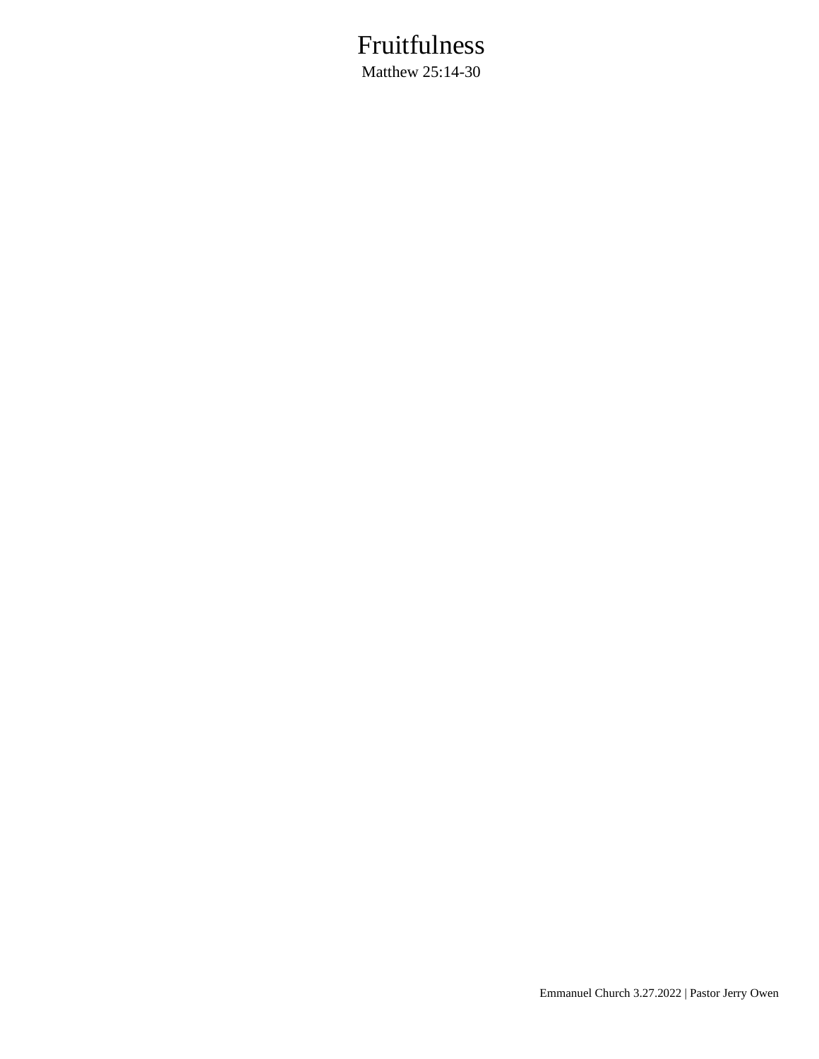# Fruitfulness

Matthew 25:14-30

Emmanuel Church 3.27.2022 | Pastor Jerry Owen